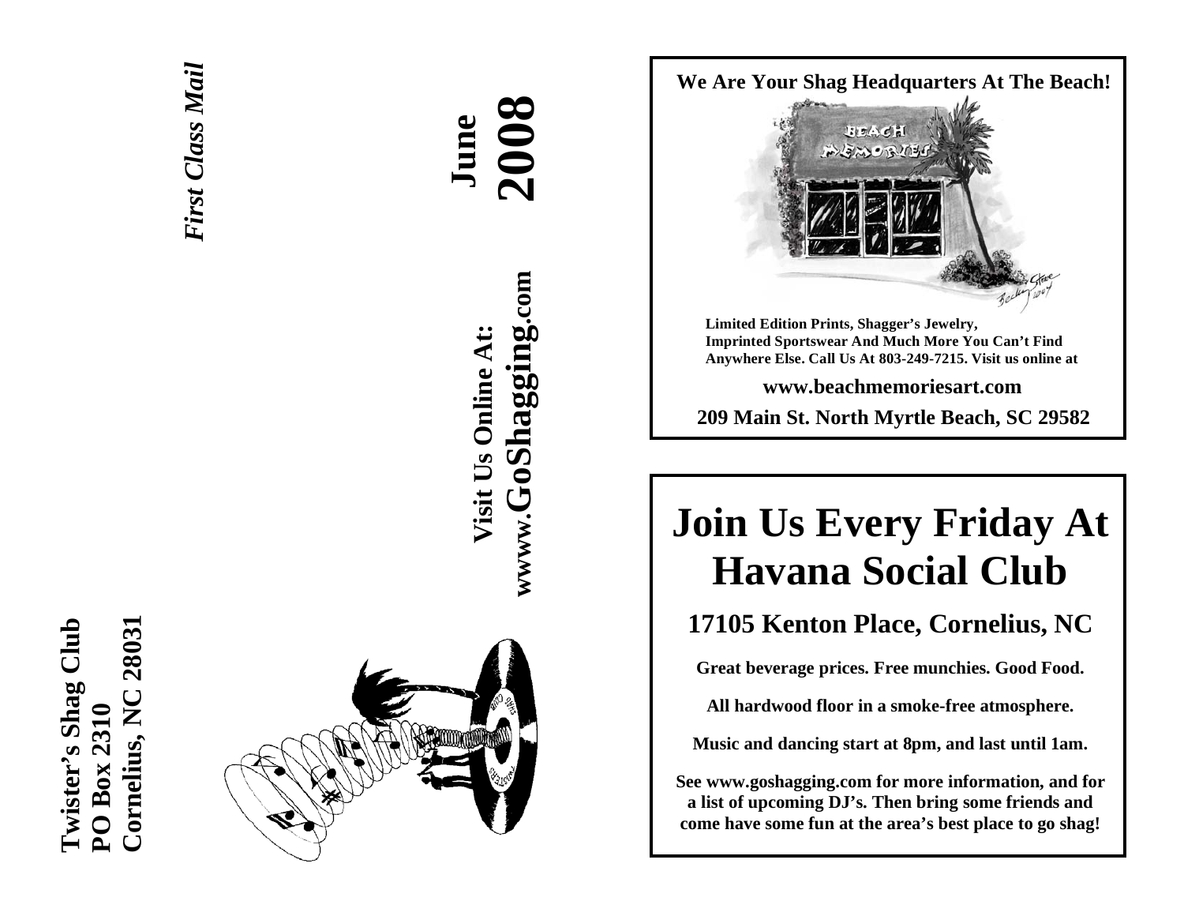**Twister's Shag Club**
**PO Box 2310**
**Cornelius, NC 28031**

*First Class Mail*

**June**
**2008**

**Visit Us Online At:**
**wwww.GoShagging.com**

**We Are Your Shag Headquarters At The Beach!**

**Limited Edition Prints, Shagger's Jewelry, Imprinted Sportswear And Much More You Can't Find Anywhere Else. Call Us At 803-249-7215. Visit us online at**

**www.beachmemoriesart.com**

**209 Main St. North Myrtle Beach, SC 29582**

# Join Us Every Friday At Havana Social Club

## 17105 Kenton Place, Cornelius, NC

**Great beverage prices. Free munchies. Good Food.**

**All hardwood floor in a smoke-free atmosphere.**

**Music and dancing start at 8pm, and last until 1am.**

**See www.goshagging.com for more information, and for a list of upcoming DJ's. Then bring some friends and come have some fun at the area's best place to go shag!**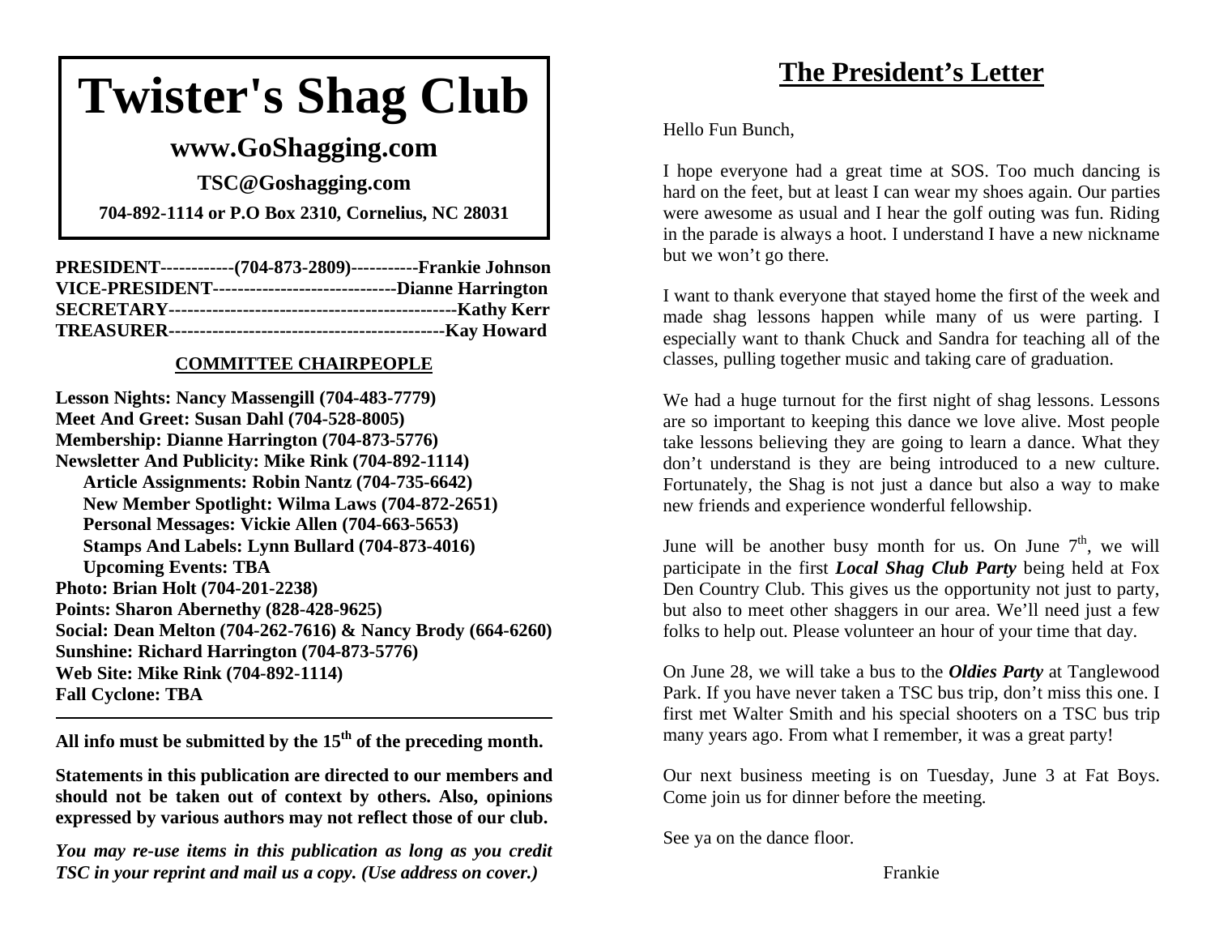# Twister's Shag Club

## www.GoShagging.com

**TSC@Goshagging.com**

**704-892-1114 or P.O Box 2310, Cornelius, NC 28031**

**PRESIDENT------------(704-873-2809)-----------Frankie Johnson**
**VICE-PRESIDENT-----------------------------Dianne Harrington**
**SECRETARY----------------------------------------------Kathy Kerr**
**TREASURER--------------------------------------------Kay Howard**

**COMMITTEE CHAIRPEOPLE**

**Lesson Nights: Nancy Massengill (704-483-7779)**
**Meet And Greet: Susan Dahl (704-528-8005)**
**Membership: Dianne Harrington (704-873-5776)**
**Newsletter And Publicity: Mike Rink (704-892-1114)**
- **Article Assignments: Robin Nantz (704-735-6642)**
- **New Member Spotlight: Wilma Laws (704-872-2651)**
- **Personal Messages: Vickie Allen (704-663-5653)**
- **Stamps And Labels: Lynn Bullard (704-873-4016)**
- **Upcoming Events: TBA**

**Photo: Brian Holt (704-201-2238)**
**Points: Sharon Abernethy (828-428-9625)**
**Social: Dean Melton (704-262-7616) & Nancy Brody (664-6260)**
**Sunshine: Richard Harrington (704-873-5776)**
**Web Site: Mike Rink (704-892-1114)**
**Fall Cyclone: TBA**

---

**All info must be submitted by the 15th of the preceding month.**

**Statements in this publication are directed to our members and should not be taken out of context by others. Also, opinions expressed by various authors may not reflect those of our club.**

***You may re-use items in this publication as long as you credit TSC in your reprint and mail us a copy. (Use address on cover.)***

## The President's Letter

Hello Fun Bunch,

I hope everyone had a great time at SOS. Too much dancing is hard on the feet, but at least I can wear my shoes again. Our parties were awesome as usual and I hear the golf outing was fun. Riding in the parade is always a hoot. I understand I have a new nickname but we won't go there.

I want to thank everyone that stayed home the first of the week and made shag lessons happen while many of us were parting. I especially want to thank Chuck and Sandra for teaching all of the classes, pulling together music and taking care of graduation.

We had a huge turnout for the first night of shag lessons. Lessons are so important to keeping this dance we love alive. Most people take lessons believing they are going to learn a dance. What they don't understand is they are being introduced to a new culture. Fortunately, the Shag is not just a dance but also a way to make new friends and experience wonderful fellowship.

June will be another busy month for us. On June 7th, we will participate in the first ***Local Shag Club Party*** being held at Fox Den Country Club. This gives us the opportunity not just to party, but also to meet other shaggers in our area. We'll need just a few folks to help out. Please volunteer an hour of your time that day.

On June 28, we will take a bus to the ***Oldies Party*** at Tanglewood Park. If you have never taken a TSC bus trip, don't miss this one. I first met Walter Smith and his special shooters on a TSC bus trip many years ago. From what I remember, it was a great party!

Our next business meeting is on Tuesday, June 3 at Fat Boys. Come join us for dinner before the meeting.

See ya on the dance floor.

Frankie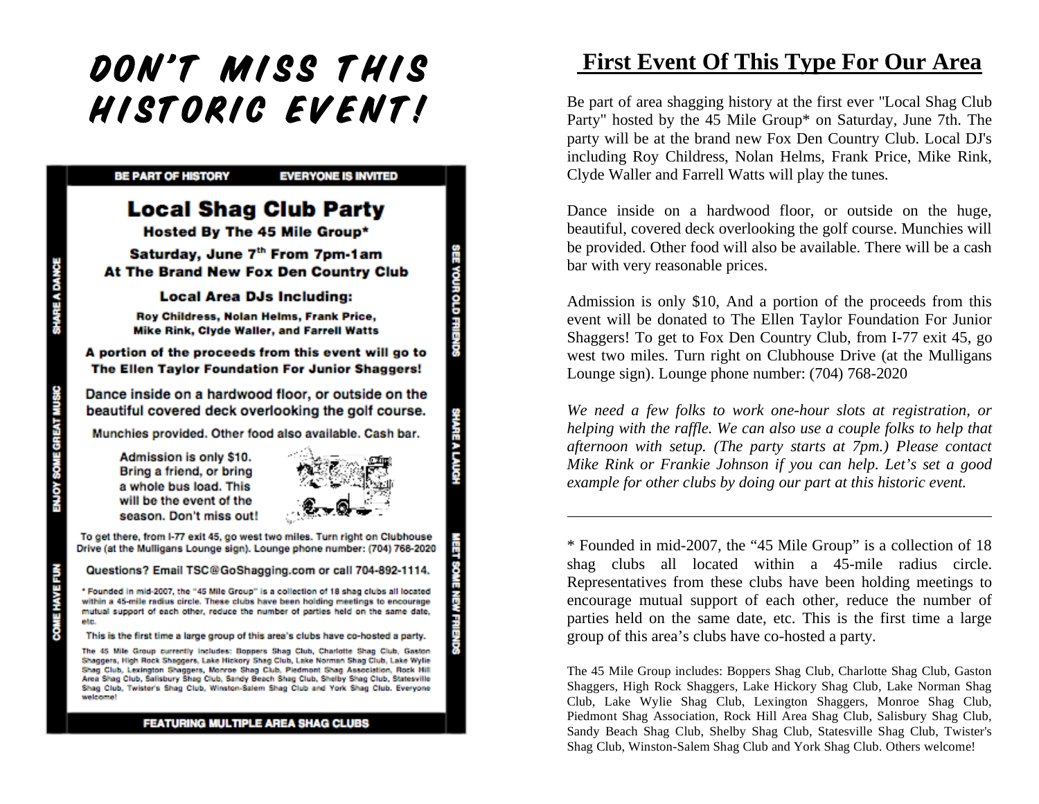# DON'T MISS THIS HISTORIC EVENT!

BE PART OF HISTORY EVERYONE IS INVITED

## Local Shag Club Party

**Hosted By The 45 Mile Group***

**Saturday, June 7th From 7pm-1am**
**At The Brand New Fox Den Country Club**

**Local Area DJs Including:**

**Roy Childress, Nolan Helms, Frank Price, Mike Rink, Clyde Waller, and Farrell Watts**

**A portion of the proceeds from this event will go to The Ellen Taylor Foundation For Junior Shaggers!**

Dance inside on a hardwood floor, or outside on the beautiful covered deck overlooking the golf course.

Munchies provided. Other food also available. Cash bar.

Admission is only $10. Bring a friend, or bring a whole bus load. This will be the event of the season. Don't miss out!

To get there, from I-77 exit 45, go west two miles. Turn right on Clubhouse Drive (at the Mulligans Lounge sign). Lounge phone number: (704) 768-2020

Questions? Email TSC@GoShagging.com or call 704-892-1114.

* Founded in mid-2007, the "45 Mile Group" is a collection of 18 shag clubs all located within a 45-mile radius circle. These clubs have been holding meetings to encourage mutual support of each other, reduce the number of parties held on the same date, etc.

This is the first time a large group of this area's clubs have co-hosted a party.

The 45 Mile Group currently includes: Boppers Shag Club, Charlotte Shag Club, Gaston Shaggers, High Rock Shaggers, Lake Hickory Shag Club, Lake Norman Shag Club, Lake Wylie Shag Club, Lexington Shaggers, Monroe Shag Club, Piedmont Shag Association, Rock Hill Area Shag Club, Salisbury Shag Club, Sandy Beach Shag Club, Shelby Shag Club, Statesville Shag Club, Twister's Shag Club, Winston-Salem Shag Club and York Shag Club. Everyone welcome!

SHARE A DANCE · ENJOY SOME GREAT MUSIC · COME HAVE FUN · SEE YOUR OLD FRIENDS · SHARE A LAUGH · MEET SOME NEW FRIENDS

FEATURING MULTIPLE AREA SHAG CLUBS

## First Event Of This Type For Our Area

Be part of area shagging history at the first ever "Local Shag Club Party" hosted by the 45 Mile Group* on Saturday, June 7th. The party will be at the brand new Fox Den Country Club. Local DJ's including Roy Childress, Nolan Helms, Frank Price, Mike Rink, Clyde Waller and Farrell Watts will play the tunes.

Dance inside on a hardwood floor, or outside on the huge, beautiful, covered deck overlooking the golf course. Munchies will be provided. Other food will also be available. There will be a cash bar with very reasonable prices.

Admission is only $10, And a portion of the proceeds from this event will be donated to The Ellen Taylor Foundation For Junior Shaggers! To get to Fox Den Country Club, from I-77 exit 45, go west two miles. Turn right on Clubhouse Drive (at the Mulligans Lounge sign). Lounge phone number: (704) 768-2020

*We need a few folks to work one-hour slots at registration, or helping with the raffle. We can also use a couple folks to help that afternoon with setup. (The party starts at 7pm.) Please contact Mike Rink or Frankie Johnson if you can help. Let's set a good example for other clubs by doing our part at this historic event.*

---

* Founded in mid-2007, the "45 Mile Group" is a collection of 18 shag clubs all located within a 45-mile radius circle. Representatives from these clubs have been holding meetings to encourage mutual support of each other, reduce the number of parties held on the same date, etc. This is the first time a large group of this area's clubs have co-hosted a party.

The 45 Mile Group includes: Boppers Shag Club, Charlotte Shag Club, Gaston Shaggers, High Rock Shaggers, Lake Hickory Shag Club, Lake Norman Shag Club, Lake Wylie Shag Club, Lexington Shaggers, Monroe Shag Club, Piedmont Shag Association, Rock Hill Area Shag Club, Salisbury Shag Club, Sandy Beach Shag Club, Shelby Shag Club, Statesville Shag Club, Twister's Shag Club, Winston-Salem Shag Club and York Shag Club. Others welcome!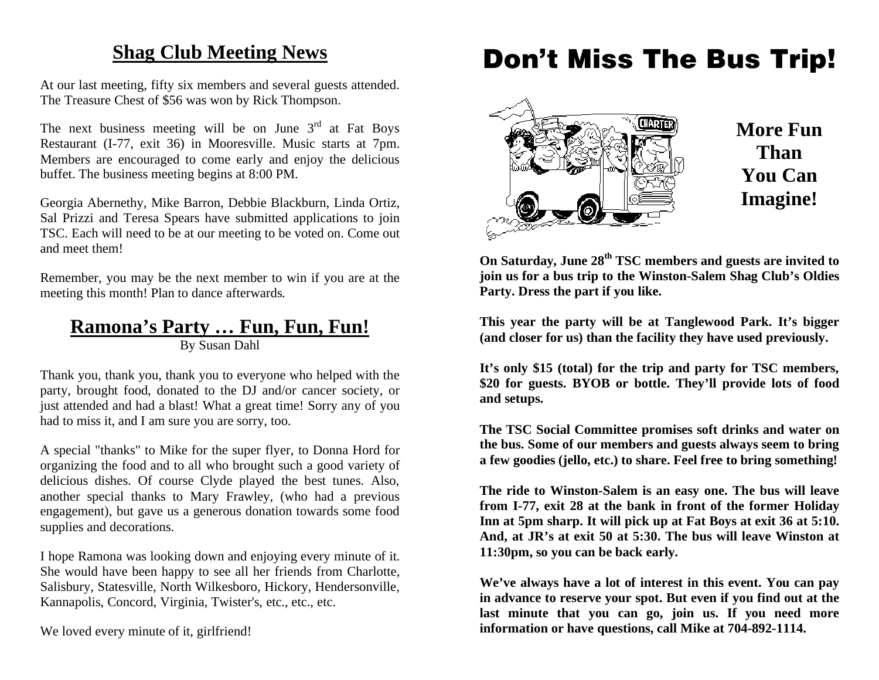## Shag Club Meeting News

At our last meeting, fifty six members and several guests attended. The Treasure Chest of $56 was won by Rick Thompson.

The next business meeting will be on June 3rd at Fat Boys Restaurant (I-77, exit 36) in Mooresville. Music starts at 7pm. Members are encouraged to come early and enjoy the delicious buffet. The business meeting begins at 8:00 PM.

Georgia Abernethy, Mike Barron, Debbie Blackburn, Linda Ortiz, Sal Prizzi and Teresa Spears have submitted applications to join TSC. Each will need to be at our meeting to be voted on. Come out and meet them!

Remember, you may be the next member to win if you are at the meeting this month! Plan to dance afterwards.

## Ramona's Party … Fun, Fun, Fun!

By Susan Dahl

Thank you, thank you, thank you to everyone who helped with the party, brought food, donated to the DJ and/or cancer society, or just attended and had a blast! What a great time! Sorry any of you had to miss it, and I am sure you are sorry, too.

A special "thanks" to Mike for the super flyer, to Donna Hord for organizing the food and to all who brought such a good variety of delicious dishes. Of course Clyde played the best tunes. Also, another special thanks to Mary Frawley, (who had a previous engagement), but gave us a generous donation towards some food supplies and decorations.

I hope Ramona was looking down and enjoying every minute of it. She would have been happy to see all her friends from Charlotte, Salisbury, Statesville, North Wilkesboro, Hickory, Hendersonville, Kannapolis, Concord, Virginia, Twister's, etc., etc., etc.

We loved every minute of it, girlfriend!

# Don't Miss The Bus Trip!

**More Fun Than You Can Imagine!**

**On Saturday, June 28th TSC members and guests are invited to join us for a bus trip to the Winston-Salem Shag Club's Oldies Party. Dress the part if you like.**

**This year the party will be at Tanglewood Park. It's bigger (and closer for us) than the facility they have used previously.**

**It's only $15 (total) for the trip and party for TSC members, $20 for guests. BYOB or bottle. They'll provide lots of food and setups.**

**The TSC Social Committee promises soft drinks and water on the bus. Some of our members and guests always seem to bring a few goodies (jello, etc.) to share. Feel free to bring something!**

**The ride to Winston-Salem is an easy one. The bus will leave from I-77, exit 28 at the bank in front of the former Holiday Inn at 5pm sharp. It will pick up at Fat Boys at exit 36 at 5:10. And, at JR's at exit 50 at 5:30. The bus will leave Winston at 11:30pm, so you can be back early.**

**We've always have a lot of interest in this event. You can pay in advance to reserve your spot. But even if you find out at the last minute that you can go, join us. If you need more information or have questions, call Mike at 704-892-1114.**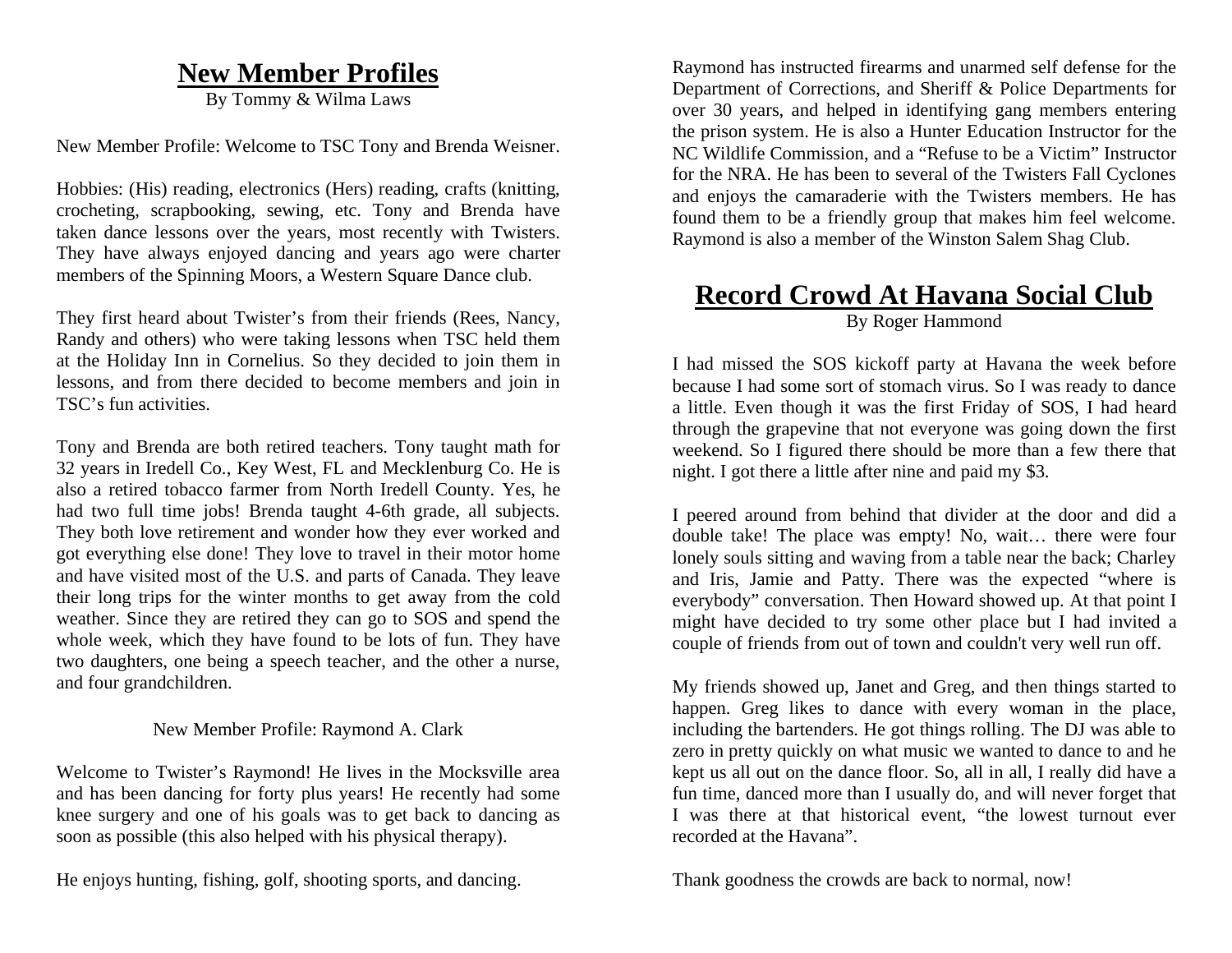# New Member Profiles

By Tommy & Wilma Laws

New Member Profile: Welcome to TSC Tony and Brenda Weisner.

Hobbies: (His) reading, electronics (Hers) reading, crafts (knitting, crocheting, scrapbooking, sewing, etc. Tony and Brenda have taken dance lessons over the years, most recently with Twisters. They have always enjoyed dancing and years ago were charter members of the Spinning Moors, a Western Square Dance club.

They first heard about Twister's from their friends (Rees, Nancy, Randy and others) who were taking lessons when TSC held them at the Holiday Inn in Cornelius. So they decided to join them in lessons, and from there decided to become members and join in TSC's fun activities.

Tony and Brenda are both retired teachers. Tony taught math for 32 years in Iredell Co., Key West, FL and Mecklenburg Co. He is also a retired tobacco farmer from North Iredell County. Yes, he had two full time jobs! Brenda taught 4-6th grade, all subjects. They both love retirement and wonder how they ever worked and got everything else done! They love to travel in their motor home and have visited most of the U.S. and parts of Canada. They leave their long trips for the winter months to get away from the cold weather. Since they are retired they can go to SOS and spend the whole week, which they have found to be lots of fun. They have two daughters, one being a speech teacher, and the other a nurse, and four grandchildren.

New Member Profile: Raymond A. Clark

Welcome to Twister's Raymond! He lives in the Mocksville area and has been dancing for forty plus years! He recently had some knee surgery and one of his goals was to get back to dancing as soon as possible (this also helped with his physical therapy).

He enjoys hunting, fishing, golf, shooting sports, and dancing.

Raymond has instructed firearms and unarmed self defense for the Department of Corrections, and Sheriff & Police Departments for over 30 years, and helped in identifying gang members entering the prison system. He is also a Hunter Education Instructor for the NC Wildlife Commission, and a "Refuse to be a Victim" Instructor for the NRA. He has been to several of the Twisters Fall Cyclones and enjoys the camaraderie with the Twisters members. He has found them to be a friendly group that makes him feel welcome. Raymond is also a member of the Winston Salem Shag Club.

# Record Crowd At Havana Social Club

By Roger Hammond

I had missed the SOS kickoff party at Havana the week before because I had some sort of stomach virus. So I was ready to dance a little. Even though it was the first Friday of SOS, I had heard through the grapevine that not everyone was going down the first weekend. So I figured there should be more than a few there that night. I got there a little after nine and paid my $3.

I peered around from behind that divider at the door and did a double take! The place was empty! No, wait… there were four lonely souls sitting and waving from a table near the back; Charley and Iris, Jamie and Patty. There was the expected "where is everybody" conversation. Then Howard showed up. At that point I might have decided to try some other place but I had invited a couple of friends from out of town and couldn't very well run off.

My friends showed up, Janet and Greg, and then things started to happen. Greg likes to dance with every woman in the place, including the bartenders. He got things rolling. The DJ was able to zero in pretty quickly on what music we wanted to dance to and he kept us all out on the dance floor. So, all in all, I really did have a fun time, danced more than I usually do, and will never forget that I was there at that historical event, "the lowest turnout ever recorded at the Havana".

Thank goodness the crowds are back to normal, now!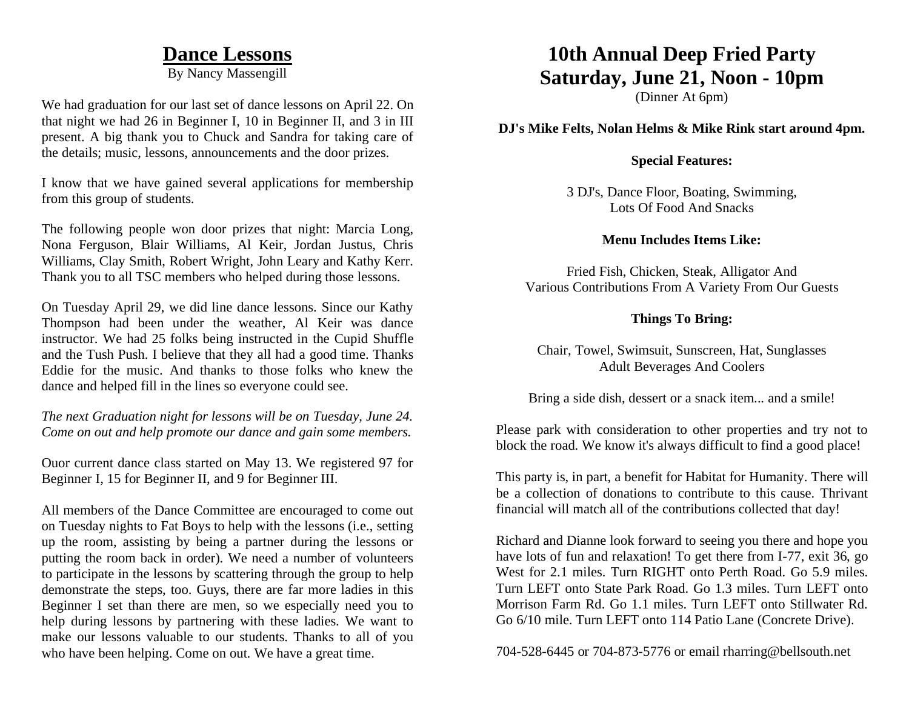# Dance Lessons

By Nancy Massengill

We had graduation for our last set of dance lessons on April 22. On that night we had 26 in Beginner I, 10 in Beginner II, and 3 in III present. A big thank you to Chuck and Sandra for taking care of the details; music, lessons, announcements and the door prizes.

I know that we have gained several applications for membership from this group of students.

The following people won door prizes that night: Marcia Long, Nona Ferguson, Blair Williams, Al Keir, Jordan Justus, Chris Williams, Clay Smith, Robert Wright, John Leary and Kathy Kerr. Thank you to all TSC members who helped during those lessons.

On Tuesday April 29, we did line dance lessons. Since our Kathy Thompson had been under the weather, Al Keir was dance instructor. We had 25 folks being instructed in the Cupid Shuffle and the Tush Push. I believe that they all had a good time. Thanks Eddie for the music. And thanks to those folks who knew the dance and helped fill in the lines so everyone could see.

*The next Graduation night for lessons will be on Tuesday, June 24. Come on out and help promote our dance and gain some members.*

Ouor current dance class started on May 13. We registered 97 for Beginner I, 15 for Beginner II, and 9 for Beginner III.

All members of the Dance Committee are encouraged to come out on Tuesday nights to Fat Boys to help with the lessons (i.e., setting up the room, assisting by being a partner during the lessons or putting the room back in order). We need a number of volunteers to participate in the lessons by scattering through the group to help demonstrate the steps, too. Guys, there are far more ladies in this Beginner I set than there are men, so we especially need you to help during lessons by partnering with these ladies. We want to make our lessons valuable to our students. Thanks to all of you who have been helping. Come on out. We have a great time.

# 10th Annual Deep Fried Party
# Saturday, June 21, Noon - 10pm

(Dinner At 6pm)

**DJ's Mike Felts, Nolan Helms & Mike Rink start around 4pm.**

**Special Features:**

3 DJ's, Dance Floor, Boating, Swimming, Lots Of Food And Snacks

**Menu Includes Items Like:**

Fried Fish, Chicken, Steak, Alligator And Various Contributions From A Variety From Our Guests

**Things To Bring:**

Chair, Towel, Swimsuit, Sunscreen, Hat, Sunglasses Adult Beverages And Coolers

Bring a side dish, dessert or a snack item... and a smile!

Please park with consideration to other properties and try not to block the road. We know it's always difficult to find a good place!

This party is, in part, a benefit for Habitat for Humanity. There will be a collection of donations to contribute to this cause. Thrivant financial will match all of the contributions collected that day!

Richard and Dianne look forward to seeing you there and hope you have lots of fun and relaxation! To get there from I-77, exit 36, go West for 2.1 miles. Turn RIGHT onto Perth Road. Go 5.9 miles. Turn LEFT onto State Park Road. Go 1.3 miles. Turn LEFT onto Morrison Farm Rd. Go 1.1 miles. Turn LEFT onto Stillwater Rd. Go 6/10 mile. Turn LEFT onto 114 Patio Lane (Concrete Drive).

704-528-6445 or 704-873-5776 or email rharring@bellsouth.net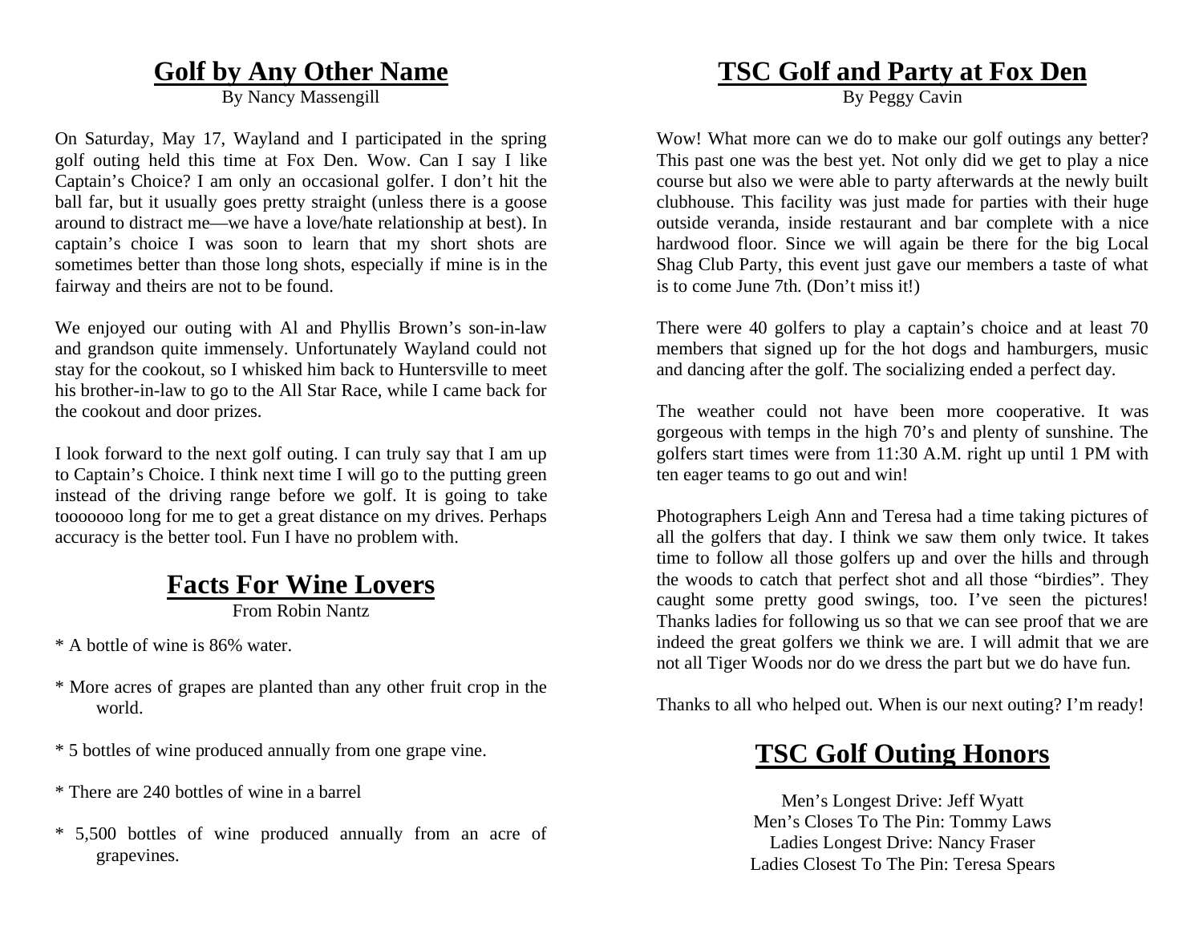# Golf by Any Other Name

By Nancy Massengill

On Saturday, May 17, Wayland and I participated in the spring golf outing held this time at Fox Den. Wow. Can I say I like Captain's Choice? I am only an occasional golfer. I don't hit the ball far, but it usually goes pretty straight (unless there is a goose around to distract me—we have a love/hate relationship at best). In captain's choice I was soon to learn that my short shots are sometimes better than those long shots, especially if mine is in the fairway and theirs are not to be found.

We enjoyed our outing with Al and Phyllis Brown's son-in-law and grandson quite immensely. Unfortunately Wayland could not stay for the cookout, so I whisked him back to Huntersville to meet his brother-in-law to go to the All Star Race, while I came back for the cookout and door prizes.

I look forward to the next golf outing. I can truly say that I am up to Captain's Choice. I think next time I will go to the putting green instead of the driving range before we golf. It is going to take tooooooo long for me to get a great distance on my drives. Perhaps accuracy is the better tool. Fun I have no problem with.

# Facts For Wine Lovers

From Robin Nantz

* A bottle of wine is 86% water.

* More acres of grapes are planted than any other fruit crop in the world.

* 5 bottles of wine produced annually from one grape vine.

* There are 240 bottles of wine in a barrel

* 5,500 bottles of wine produced annually from an acre of grapevines.

# TSC Golf and Party at Fox Den

By Peggy Cavin

Wow! What more can we do to make our golf outings any better? This past one was the best yet. Not only did we get to play a nice course but also we were able to party afterwards at the newly built clubhouse. This facility was just made for parties with their huge outside veranda, inside restaurant and bar complete with a nice hardwood floor. Since we will again be there for the big Local Shag Club Party, this event just gave our members a taste of what is to come June 7th. (Don't miss it!)

There were 40 golfers to play a captain's choice and at least 70 members that signed up for the hot dogs and hamburgers, music and dancing after the golf. The socializing ended a perfect day.

The weather could not have been more cooperative. It was gorgeous with temps in the high 70's and plenty of sunshine. The golfers start times were from 11:30 A.M. right up until 1 PM with ten eager teams to go out and win!

Photographers Leigh Ann and Teresa had a time taking pictures of all the golfers that day. I think we saw them only twice. It takes time to follow all those golfers up and over the hills and through the woods to catch that perfect shot and all those "birdies". They caught some pretty good swings, too. I've seen the pictures! Thanks ladies for following us so that we can see proof that we are indeed the great golfers we think we are. I will admit that we are not all Tiger Woods nor do we dress the part but we do have fun.

Thanks to all who helped out. When is our next outing? I'm ready!

# TSC Golf Outing Honors

Men's Longest Drive: Jeff Wyatt
Men's Closes To The Pin: Tommy Laws
Ladies Longest Drive: Nancy Fraser
Ladies Closest To The Pin: Teresa Spears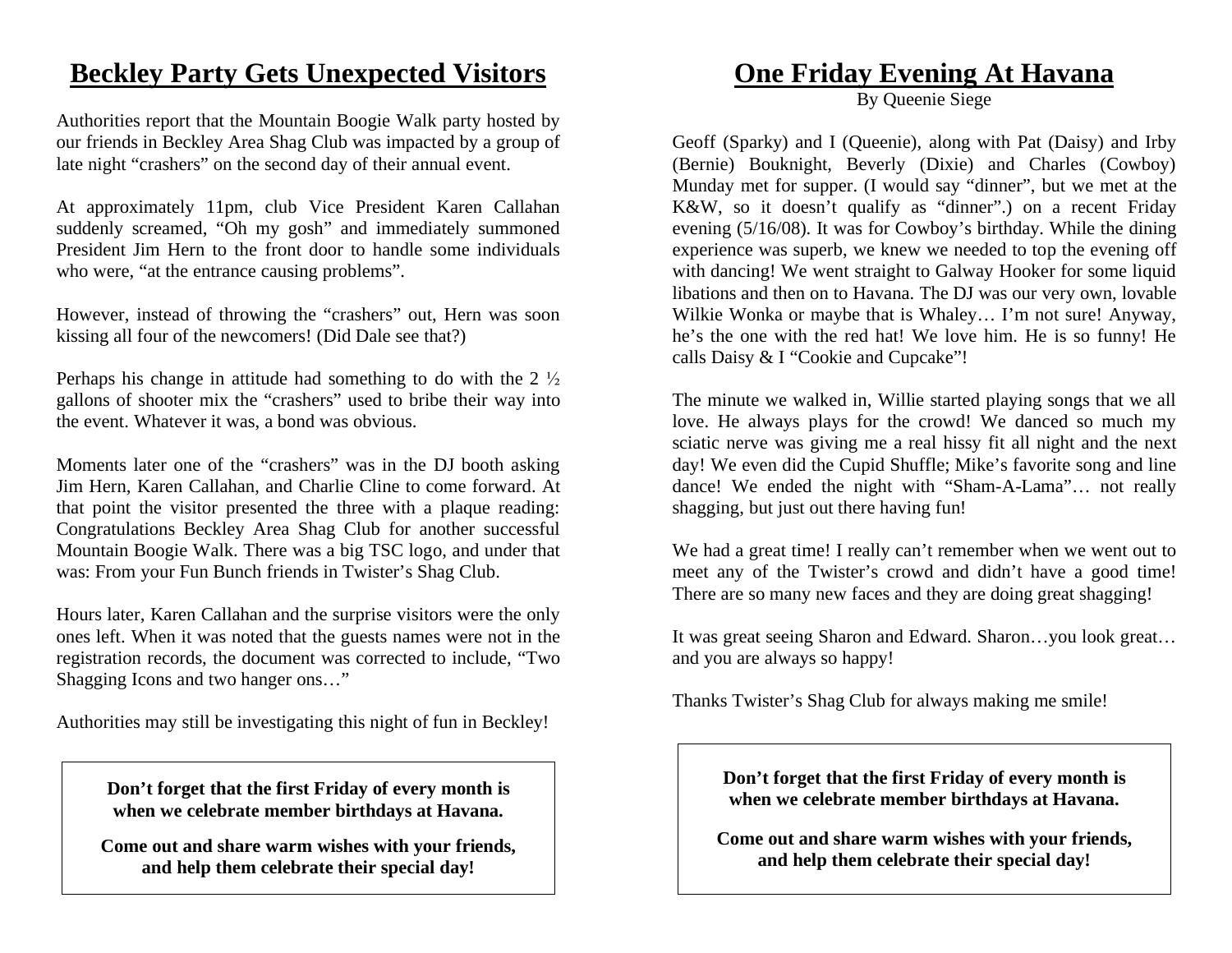# Beckley Party Gets Unexpected Visitors

Authorities report that the Mountain Boogie Walk party hosted by our friends in Beckley Area Shag Club was impacted by a group of late night "crashers" on the second day of their annual event.

At approximately 11pm, club Vice President Karen Callahan suddenly screamed, "Oh my gosh" and immediately summoned President Jim Hern to the front door to handle some individuals who were, "at the entrance causing problems".

However, instead of throwing the "crashers" out, Hern was soon kissing all four of the newcomers! (Did Dale see that?)

Perhaps his change in attitude had something to do with the 2 ½ gallons of shooter mix the "crashers" used to bribe their way into the event. Whatever it was, a bond was obvious.

Moments later one of the "crashers" was in the DJ booth asking Jim Hern, Karen Callahan, and Charlie Cline to come forward. At that point the visitor presented the three with a plaque reading: Congratulations Beckley Area Shag Club for another successful Mountain Boogie Walk. There was a big TSC logo, and under that was: From your Fun Bunch friends in Twister's Shag Club.

Hours later, Karen Callahan and the surprise visitors were the only ones left. When it was noted that the guests names were not in the registration records, the document was corrected to include, "Two Shagging Icons and two hanger ons…"

Authorities may still be investigating this night of fun in Beckley!

**Don't forget that the first Friday of every month is when we celebrate member birthdays at Havana.**

**Come out and share warm wishes with your friends, and help them celebrate their special day!**

# One Friday Evening At Havana

By Queenie Siege

Geoff (Sparky) and I (Queenie), along with Pat (Daisy) and Irby (Bernie) Bouknight, Beverly (Dixie) and Charles (Cowboy) Munday met for supper. (I would say "dinner", but we met at the K&W, so it doesn't qualify as "dinner".) on a recent Friday evening (5/16/08). It was for Cowboy's birthday. While the dining experience was superb, we knew we needed to top the evening off with dancing! We went straight to Galway Hooker for some liquid libations and then on to Havana. The DJ was our very own, lovable Wilkie Wonka or maybe that is Whaley… I'm not sure! Anyway, he's the one with the red hat! We love him. He is so funny! He calls Daisy & I "Cookie and Cupcake"!

The minute we walked in, Willie started playing songs that we all love. He always plays for the crowd! We danced so much my sciatic nerve was giving me a real hissy fit all night and the next day! We even did the Cupid Shuffle; Mike's favorite song and line dance! We ended the night with "Sham-A-Lama"… not really shagging, but just out there having fun!

We had a great time! I really can't remember when we went out to meet any of the Twister's crowd and didn't have a good time! There are so many new faces and they are doing great shagging!

It was great seeing Sharon and Edward. Sharon…you look great… and you are always so happy!

Thanks Twister's Shag Club for always making me smile!

**Don't forget that the first Friday of every month is when we celebrate member birthdays at Havana.**

**Come out and share warm wishes with your friends, and help them celebrate their special day!**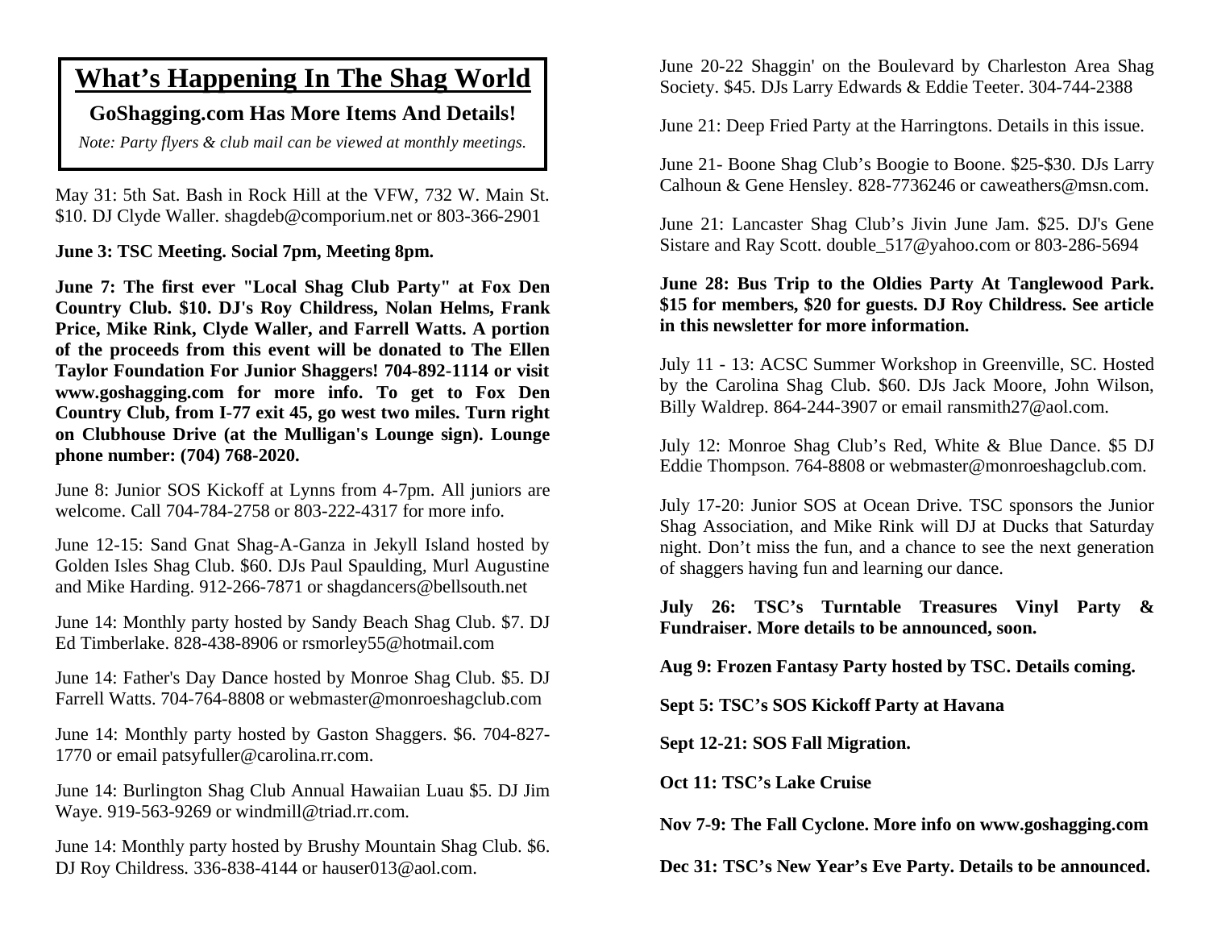# What's Happening In The Shag World

**GoShagging.com Has More Items And Details!**

*Note: Party flyers & club mail can be viewed at monthly meetings.*

May 31: 5th Sat. Bash in Rock Hill at the VFW, 732 W. Main St. $10. DJ Clyde Waller. shagdeb@comporium.net or 803-366-2901

**June 3: TSC Meeting. Social 7pm, Meeting 8pm.**

**June 7: The first ever "Local Shag Club Party" at Fox Den Country Club. $10. DJ's Roy Childress, Nolan Helms, Frank Price, Mike Rink, Clyde Waller, and Farrell Watts. A portion of the proceeds from this event will be donated to The Ellen Taylor Foundation For Junior Shaggers! 704-892-1114 or visit www.goshagging.com for more info. To get to Fox Den Country Club, from I-77 exit 45, go west two miles. Turn right on Clubhouse Drive (at the Mulligan's Lounge sign). Lounge phone number: (704) 768-2020.**

June 8: Junior SOS Kickoff at Lynns from 4-7pm. All juniors are welcome. Call 704-784-2758 or 803-222-4317 for more info.

June 12-15: Sand Gnat Shag-A-Ganza in Jekyll Island hosted by Golden Isles Shag Club. $60. DJs Paul Spaulding, Murl Augustine and Mike Harding. 912-266-7871 or shagdancers@bellsouth.net

June 14: Monthly party hosted by Sandy Beach Shag Club. $7. DJ Ed Timberlake. 828-438-8906 or rsmorley55@hotmail.com

June 14: Father's Day Dance hosted by Monroe Shag Club. $5. DJ Farrell Watts. 704-764-8808 or webmaster@monroeshagclub.com

June 14: Monthly party hosted by Gaston Shaggers. $6. 704-827-1770 or email patsyfuller@carolina.rr.com.

June 14: Burlington Shag Club Annual Hawaiian Luau $5. DJ Jim Waye. 919-563-9269 or windmill@triad.rr.com.

June 14: Monthly party hosted by Brushy Mountain Shag Club. $6. DJ Roy Childress. 336-838-4144 or hauser013@aol.com.

June 20-22 Shaggin' on the Boulevard by Charleston Area Shag Society. $45. DJs Larry Edwards & Eddie Teeter. 304-744-2388

June 21: Deep Fried Party at the Harringtons. Details in this issue.

June 21- Boone Shag Club's Boogie to Boone. $25-$30. DJs Larry Calhoun & Gene Hensley. 828-7736246 or caweathers@msn.com.

June 21: Lancaster Shag Club's Jivin June Jam. $25. DJ's Gene Sistare and Ray Scott. double_517@yahoo.com or 803-286-5694

**June 28: Bus Trip to the Oldies Party At Tanglewood Park. $15 for members, $20 for guests. DJ Roy Childress. See article in this newsletter for more information.**

July 11 - 13: ACSC Summer Workshop in Greenville, SC. Hosted by the Carolina Shag Club. $60. DJs Jack Moore, John Wilson, Billy Waldrep. 864-244-3907 or email ransmith27@aol.com.

July 12: Monroe Shag Club's Red, White & Blue Dance. $5 DJ Eddie Thompson. 764-8808 or webmaster@monroeshagclub.com.

July 17-20: Junior SOS at Ocean Drive. TSC sponsors the Junior Shag Association, and Mike Rink will DJ at Ducks that Saturday night. Don't miss the fun, and a chance to see the next generation of shaggers having fun and learning our dance.

**July 26: TSC's Turntable Treasures Vinyl Party & Fundraiser. More details to be announced, soon.**

**Aug 9: Frozen Fantasy Party hosted by TSC. Details coming.**

**Sept 5: TSC's SOS Kickoff Party at Havana**

**Sept 12-21: SOS Fall Migration.**

**Oct 11: TSC's Lake Cruise**

**Nov 7-9: The Fall Cyclone. More info on www.goshagging.com**

**Dec 31: TSC's New Year's Eve Party. Details to be announced.**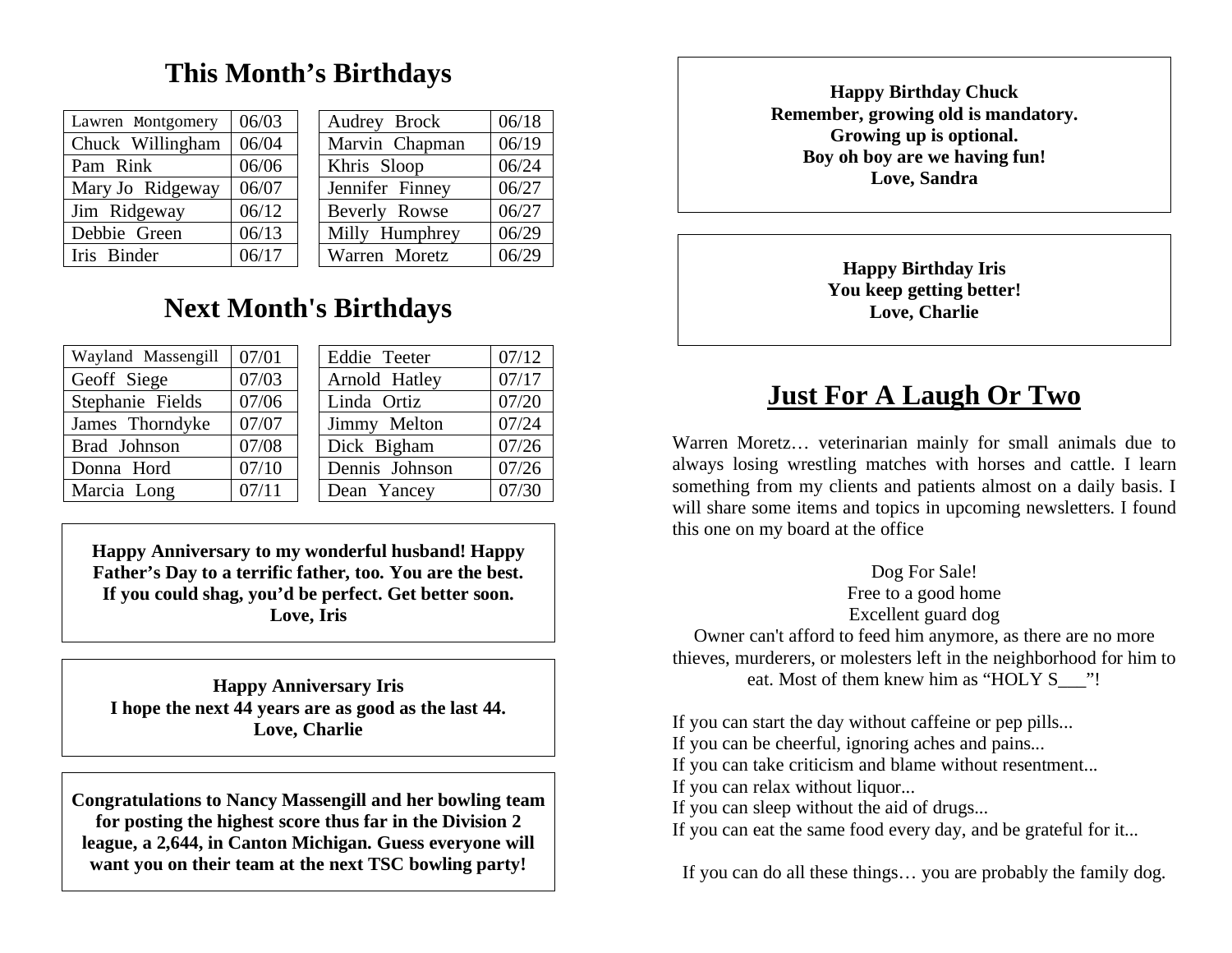# This Month's Birthdays

| Name | Date |
|---|---|
| Lawren Montgomery | 06/03 |
| Chuck Willingham | 06/04 |
| Pam Rink | 06/06 |
| Mary Jo Ridgeway | 06/07 |
| Jim Ridgeway | 06/12 |
| Debbie Green | 06/13 |
| Iris Binder | 06/17 |
| Audrey Brock | 06/18 |
| Marvin Chapman | 06/19 |
| Khris Sloop | 06/24 |
| Jennifer Finney | 06/27 |
| Beverly Rowse | 06/27 |
| Milly Humphrey | 06/29 |
| Warren Moretz | 06/29 |

# Next Month's Birthdays

| Name | Date |
|---|---|
| Wayland Massengill | 07/01 |
| Geoff Siege | 07/03 |
| Stephanie Fields | 07/06 |
| James Thorndyke | 07/07 |
| Brad Johnson | 07/08 |
| Donna Hord | 07/10 |
| Marcia Long | 07/11 |
| Eddie Teeter | 07/12 |
| Arnold Hatley | 07/17 |
| Linda Ortiz | 07/20 |
| Jimmy Melton | 07/24 |
| Dick Bigham | 07/26 |
| Dennis Johnson | 07/26 |
| Dean Yancey | 07/30 |

**Happy Anniversary to my wonderful husband! Happy Father's Day to a terrific father, too. You are the best. If you could shag, you'd be perfect. Get better soon.**
**Love, Iris**

**Happy Anniversary Iris**
**I hope the next 44 years are as good as the last 44.**
**Love, Charlie**

**Congratulations to Nancy Massengill and her bowling team for posting the highest score thus far in the Division 2 league, a 2,644, in Canton Michigan. Guess everyone will want you on their team at the next TSC bowling party!**

**Happy Birthday Chuck**
**Remember, growing old is mandatory.**
**Growing up is optional.**
**Boy oh boy are we having fun!**
**Love, Sandra**

**Happy Birthday Iris**
**You keep getting better!**
**Love, Charlie**

# Just For A Laugh Or Two

Warren Moretz… veterinarian mainly for small animals due to always losing wrestling matches with horses and cattle. I learn something from my clients and patients almost on a daily basis. I will share some items and topics in upcoming newsletters. I found this one on my board at the office

Dog For Sale!
Free to a good home
Excellent guard dog
Owner can't afford to feed him anymore, as there are no more thieves, murderers, or molesters left in the neighborhood for him to eat. Most of them knew him as "HOLY S___"!

If you can start the day without caffeine or pep pills...
If you can be cheerful, ignoring aches and pains...
If you can take criticism and blame without resentment...
If you can relax without liquor...
If you can sleep without the aid of drugs...
If you can eat the same food every day, and be grateful for it...

If you can do all these things… you are probably the family dog.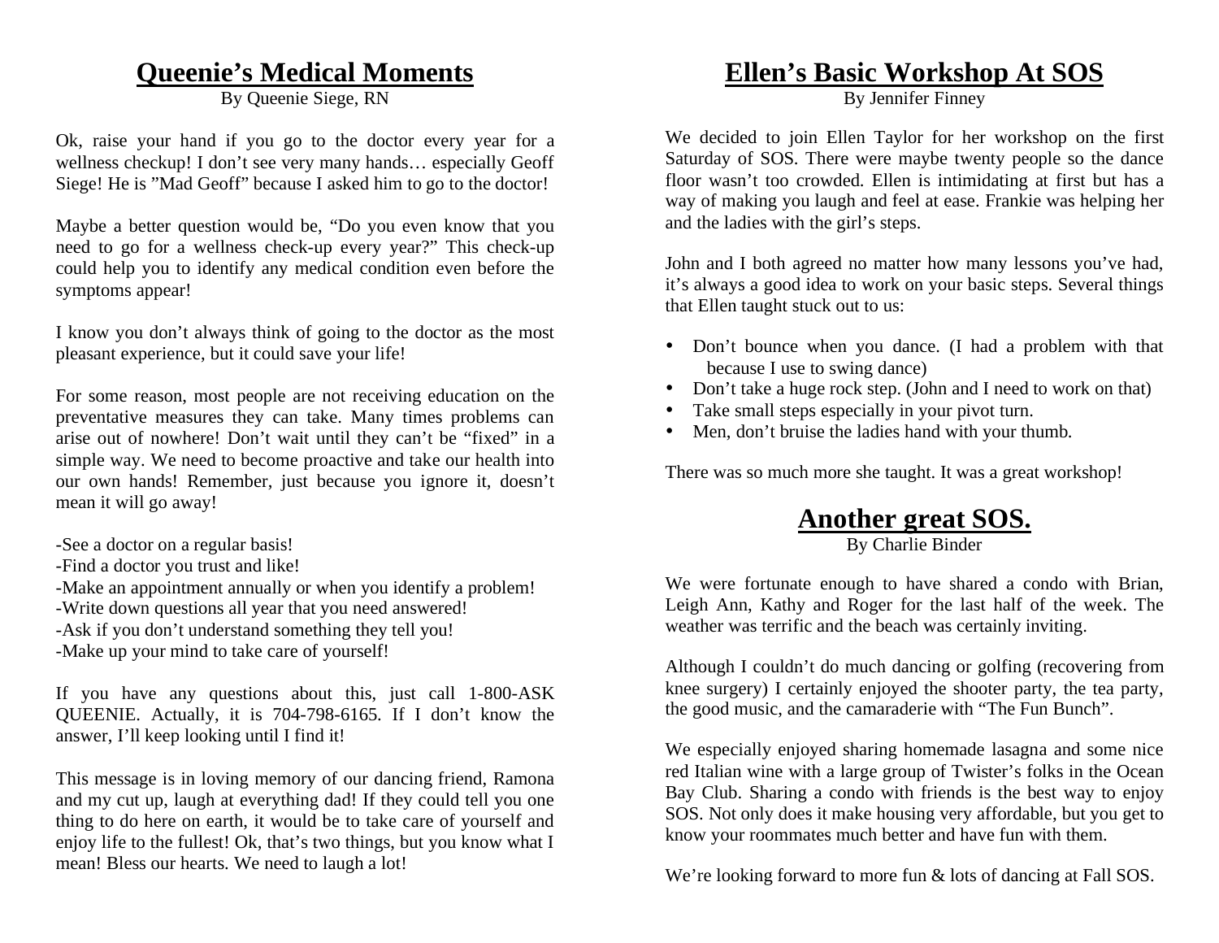# Queenie's Medical Moments

By Queenie Siege, RN

Ok, raise your hand if you go to the doctor every year for a wellness checkup! I don't see very many hands… especially Geoff Siege! He is "Mad Geoff" because I asked him to go to the doctor!

Maybe a better question would be, "Do you even know that you need to go for a wellness check-up every year?" This check-up could help you to identify any medical condition even before the symptoms appear!

I know you don't always think of going to the doctor as the most pleasant experience, but it could save your life!

For some reason, most people are not receiving education on the preventative measures they can take. Many times problems can arise out of nowhere! Don't wait until they can't be "fixed" in a simple way. We need to become proactive and take our health into our own hands! Remember, just because you ignore it, doesn't mean it will go away!

-See a doctor on a regular basis!
-Find a doctor you trust and like!
-Make an appointment annually or when you identify a problem!
-Write down questions all year that you need answered!
-Ask if you don't understand something they tell you!
-Make up your mind to take care of yourself!

If you have any questions about this, just call 1-800-ASK QUEENIE. Actually, it is 704-798-6165. If I don't know the answer, I'll keep looking until I find it!

This message is in loving memory of our dancing friend, Ramona and my cut up, laugh at everything dad! If they could tell you one thing to do here on earth, it would be to take care of yourself and enjoy life to the fullest! Ok, that's two things, but you know what I mean! Bless our hearts. We need to laugh a lot!

# Ellen's Basic Workshop At SOS

By Jennifer Finney

We decided to join Ellen Taylor for her workshop on the first Saturday of SOS. There were maybe twenty people so the dance floor wasn't too crowded. Ellen is intimidating at first but has a way of making you laugh and feel at ease. Frankie was helping her and the ladies with the girl's steps.

John and I both agreed no matter how many lessons you've had, it's always a good idea to work on your basic steps. Several things that Ellen taught stuck out to us:

- Don't bounce when you dance. (I had a problem with that because I use to swing dance)
- Don't take a huge rock step. (John and I need to work on that)
- Take small steps especially in your pivot turn.
- Men, don't bruise the ladies hand with your thumb.

There was so much more she taught. It was a great workshop!

# Another great SOS.

By Charlie Binder

We were fortunate enough to have shared a condo with Brian, Leigh Ann, Kathy and Roger for the last half of the week. The weather was terrific and the beach was certainly inviting.

Although I couldn't do much dancing or golfing (recovering from knee surgery) I certainly enjoyed the shooter party, the tea party, the good music, and the camaraderie with "The Fun Bunch".

We especially enjoyed sharing homemade lasagna and some nice red Italian wine with a large group of Twister's folks in the Ocean Bay Club. Sharing a condo with friends is the best way to enjoy SOS. Not only does it make housing very affordable, but you get to know your roommates much better and have fun with them.

We're looking forward to more fun & lots of dancing at Fall SOS.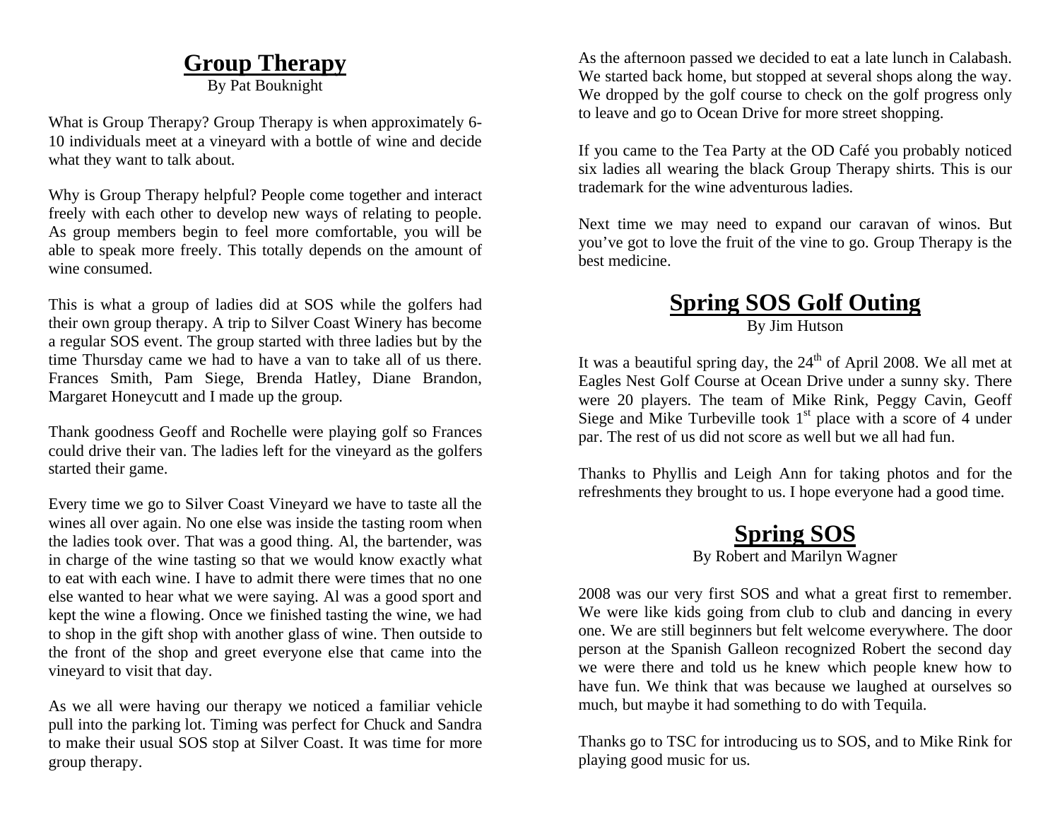## Group Therapy

By Pat Bouknight

What is Group Therapy? Group Therapy is when approximately 6-10 individuals meet at a vineyard with a bottle of wine and decide what they want to talk about.

Why is Group Therapy helpful? People come together and interact freely with each other to develop new ways of relating to people. As group members begin to feel more comfortable, you will be able to speak more freely. This totally depends on the amount of wine consumed.

This is what a group of ladies did at SOS while the golfers had their own group therapy. A trip to Silver Coast Winery has become a regular SOS event. The group started with three ladies but by the time Thursday came we had to have a van to take all of us there. Frances Smith, Pam Siege, Brenda Hatley, Diane Brandon, Margaret Honeycutt and I made up the group.

Thank goodness Geoff and Rochelle were playing golf so Frances could drive their van. The ladies left for the vineyard as the golfers started their game.

Every time we go to Silver Coast Vineyard we have to taste all the wines all over again. No one else was inside the tasting room when the ladies took over. That was a good thing. Al, the bartender, was in charge of the wine tasting so that we would know exactly what to eat with each wine. I have to admit there were times that no one else wanted to hear what we were saying. Al was a good sport and kept the wine a flowing. Once we finished tasting the wine, we had to shop in the gift shop with another glass of wine. Then outside to the front of the shop and greet everyone else that came into the vineyard to visit that day.

As we all were having our therapy we noticed a familiar vehicle pull into the parking lot. Timing was perfect for Chuck and Sandra to make their usual SOS stop at Silver Coast. It was time for more group therapy.

As the afternoon passed we decided to eat a late lunch in Calabash. We started back home, but stopped at several shops along the way. We dropped by the golf course to check on the golf progress only to leave and go to Ocean Drive for more street shopping.

If you came to the Tea Party at the OD Café you probably noticed six ladies all wearing the black Group Therapy shirts. This is our trademark for the wine adventurous ladies.

Next time we may need to expand our caravan of winos. But you've got to love the fruit of the vine to go. Group Therapy is the best medicine.

## Spring SOS Golf Outing

By Jim Hutson

It was a beautiful spring day, the 24th of April 2008. We all met at Eagles Nest Golf Course at Ocean Drive under a sunny sky. There were 20 players. The team of Mike Rink, Peggy Cavin, Geoff Siege and Mike Turbeville took 1st place with a score of 4 under par. The rest of us did not score as well but we all had fun.

Thanks to Phyllis and Leigh Ann for taking photos and for the refreshments they brought to us. I hope everyone had a good time.

## Spring SOS

By Robert and Marilyn Wagner

2008 was our very first SOS and what a great first to remember. We were like kids going from club to club and dancing in every one. We are still beginners but felt welcome everywhere. The door person at the Spanish Galleon recognized Robert the second day we were there and told us he knew which people knew how to have fun. We think that was because we laughed at ourselves so much, but maybe it had something to do with Tequila.

Thanks go to TSC for introducing us to SOS, and to Mike Rink for playing good music for us.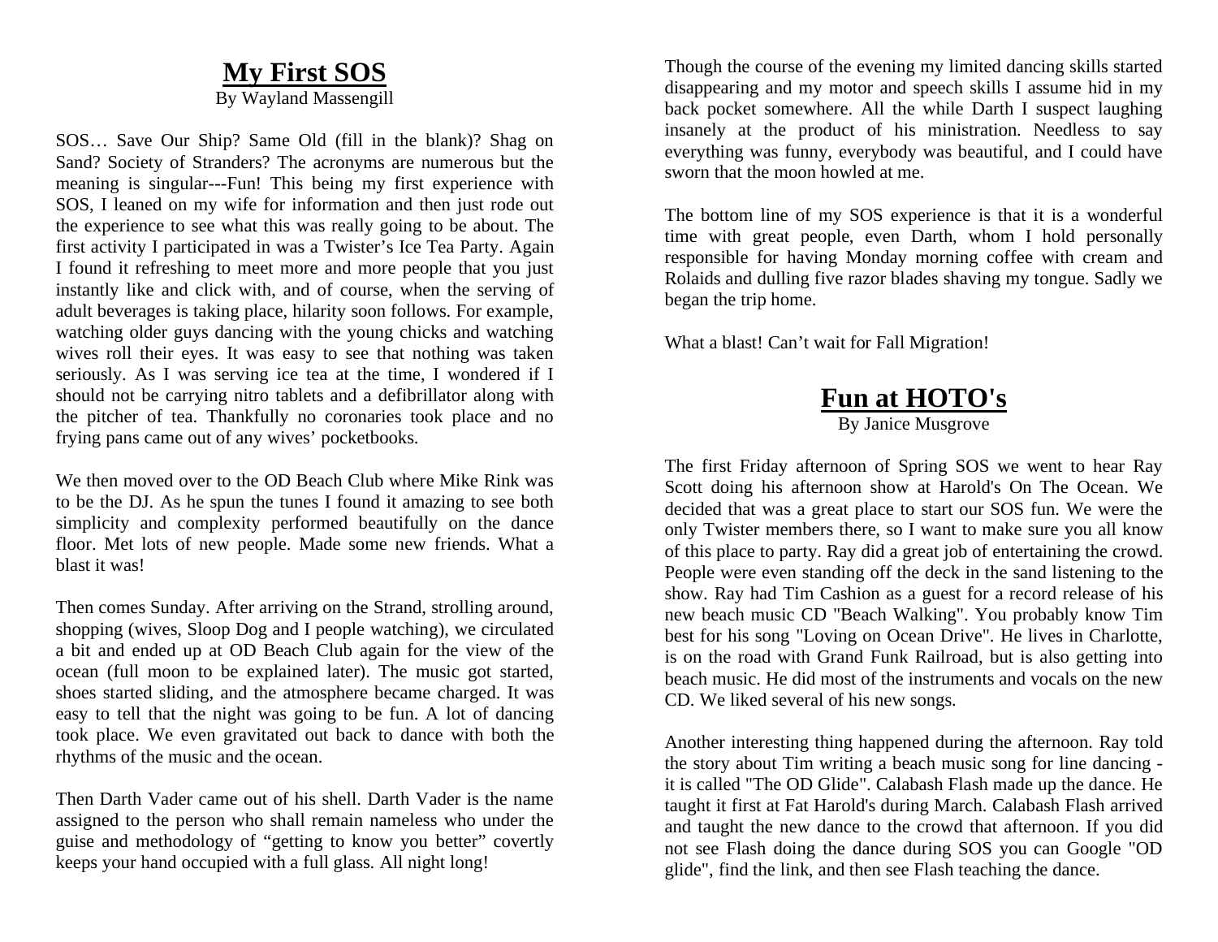# My First SOS

By Wayland Massengill

SOS… Save Our Ship? Same Old (fill in the blank)? Shag on Sand? Society of Stranders? The acronyms are numerous but the meaning is singular---Fun! This being my first experience with SOS, I leaned on my wife for information and then just rode out the experience to see what this was really going to be about. The first activity I participated in was a Twister's Ice Tea Party. Again I found it refreshing to meet more and more people that you just instantly like and click with, and of course, when the serving of adult beverages is taking place, hilarity soon follows. For example, watching older guys dancing with the young chicks and watching wives roll their eyes. It was easy to see that nothing was taken seriously. As I was serving ice tea at the time, I wondered if I should not be carrying nitro tablets and a defibrillator along with the pitcher of tea. Thankfully no coronaries took place and no frying pans came out of any wives' pocketbooks.

We then moved over to the OD Beach Club where Mike Rink was to be the DJ. As he spun the tunes I found it amazing to see both simplicity and complexity performed beautifully on the dance floor. Met lots of new people. Made some new friends. What a blast it was!

Then comes Sunday. After arriving on the Strand, strolling around, shopping (wives, Sloop Dog and I people watching), we circulated a bit and ended up at OD Beach Club again for the view of the ocean (full moon to be explained later). The music got started, shoes started sliding, and the atmosphere became charged. It was easy to tell that the night was going to be fun. A lot of dancing took place. We even gravitated out back to dance with both the rhythms of the music and the ocean.

Then Darth Vader came out of his shell. Darth Vader is the name assigned to the person who shall remain nameless who under the guise and methodology of "getting to know you better" covertly keeps your hand occupied with a full glass. All night long!

Though the course of the evening my limited dancing skills started disappearing and my motor and speech skills I assume hid in my back pocket somewhere. All the while Darth I suspect laughing insanely at the product of his ministration. Needless to say everything was funny, everybody was beautiful, and I could have sworn that the moon howled at me.

The bottom line of my SOS experience is that it is a wonderful time with great people, even Darth, whom I hold personally responsible for having Monday morning coffee with cream and Rolaids and dulling five razor blades shaving my tongue. Sadly we began the trip home.

What a blast! Can't wait for Fall Migration!

# Fun at HOTO's

By Janice Musgrove

The first Friday afternoon of Spring SOS we went to hear Ray Scott doing his afternoon show at Harold's On The Ocean. We decided that was a great place to start our SOS fun. We were the only Twister members there, so I want to make sure you all know of this place to party. Ray did a great job of entertaining the crowd. People were even standing off the deck in the sand listening to the show. Ray had Tim Cashion as a guest for a record release of his new beach music CD "Beach Walking". You probably know Tim best for his song "Loving on Ocean Drive". He lives in Charlotte, is on the road with Grand Funk Railroad, but is also getting into beach music. He did most of the instruments and vocals on the new CD. We liked several of his new songs.

Another interesting thing happened during the afternoon. Ray told the story about Tim writing a beach music song for line dancing - it is called "The OD Glide". Calabash Flash made up the dance. He taught it first at Fat Harold's during March. Calabash Flash arrived and taught the new dance to the crowd that afternoon. If you did not see Flash doing the dance during SOS you can Google "OD glide", find the link, and then see Flash teaching the dance.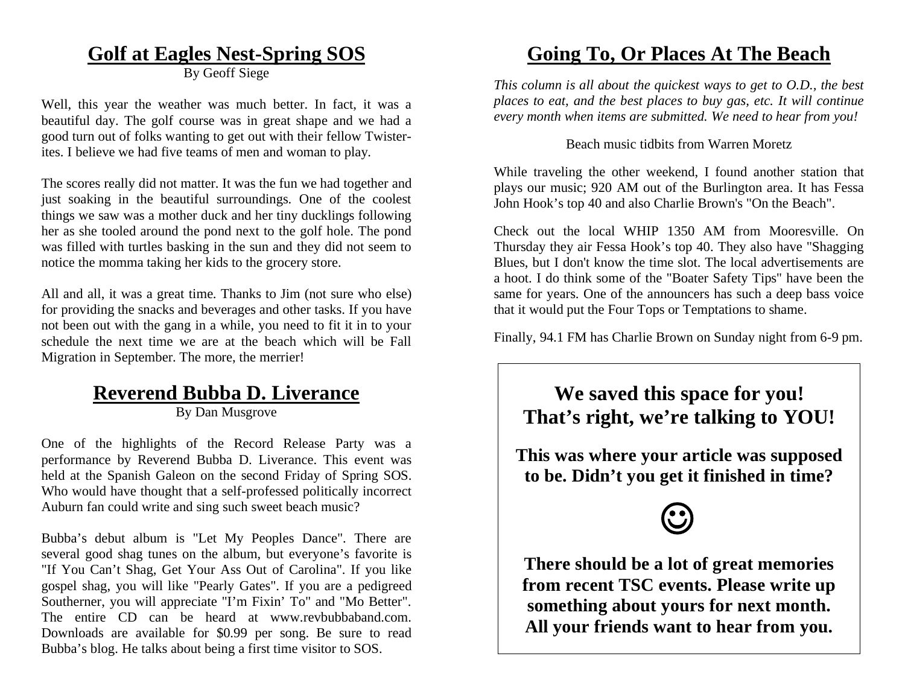## Golf at Eagles Nest-Spring SOS

By Geoff Siege

Well, this year the weather was much better. In fact, it was a beautiful day. The golf course was in great shape and we had a good turn out of folks wanting to get out with their fellow Twister-ites. I believe we had five teams of men and woman to play.

The scores really did not matter. It was the fun we had together and just soaking in the beautiful surroundings. One of the coolest things we saw was a mother duck and her tiny ducklings following her as she tooled around the pond next to the golf hole. The pond was filled with turtles basking in the sun and they did not seem to notice the momma taking her kids to the grocery store.

All and all, it was a great time. Thanks to Jim (not sure who else) for providing the snacks and beverages and other tasks. If you have not been out with the gang in a while, you need to fit it in to your schedule the next time we are at the beach which will be Fall Migration in September. The more, the merrier!

## Reverend Bubba D. Liverance

By Dan Musgrove

One of the highlights of the Record Release Party was a performance by Reverend Bubba D. Liverance. This event was held at the Spanish Galeon on the second Friday of Spring SOS. Who would have thought that a self-professed politically incorrect Auburn fan could write and sing such sweet beach music?

Bubba's debut album is "Let My Peoples Dance". There are several good shag tunes on the album, but everyone's favorite is "If You Can't Shag, Get Your Ass Out of Carolina". If you like gospel shag, you will like "Pearly Gates". If you are a pedigreed Southerner, you will appreciate "I'm Fixin' To" and "Mo Better". The entire CD can be heard at www.revbubbaband.com. Downloads are available for $0.99 per song. Be sure to read Bubba's blog. He talks about being a first time visitor to SOS.

## Going To, Or Places At The Beach

*This column is all about the quickest ways to get to O.D., the best places to eat, and the best places to buy gas, etc. It will continue every month when items are submitted. We need to hear from you!*

Beach music tidbits from Warren Moretz

While traveling the other weekend, I found another station that plays our music; 920 AM out of the Burlington area. It has Fessa John Hook's top 40 and also Charlie Brown's "On the Beach".

Check out the local WHIP 1350 AM from Mooresville. On Thursday they air Fessa Hook's top 40. They also have "Shagging Blues, but I don't know the time slot. The local advertisements are a hoot. I do think some of the "Boater Safety Tips" have been the same for years. One of the announcers has such a deep bass voice that it would put the Four Tops or Temptations to shame.

Finally, 94.1 FM has Charlie Brown on Sunday night from 6-9 pm.

**We saved this space for you!**
**That's right, we're talking to YOU!**

**This was where your article was supposed to be. Didn't you get it finished in time?**

☺

**There should be a lot of great memories from recent TSC events. Please write up something about yours for next month. All your friends want to hear from you.**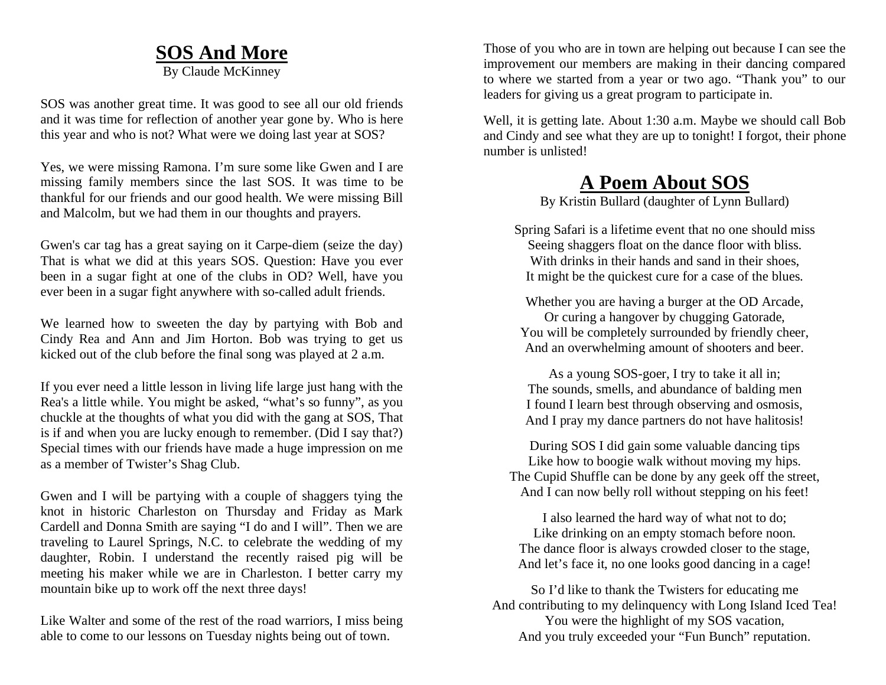# SOS And More

By Claude McKinney

SOS was another great time. It was good to see all our old friends and it was time for reflection of another year gone by. Who is here this year and who is not? What were we doing last year at SOS?

Yes, we were missing Ramona. I'm sure some like Gwen and I are missing family members since the last SOS. It was time to be thankful for our friends and our good health. We were missing Bill and Malcolm, but we had them in our thoughts and prayers.

Gwen's car tag has a great saying on it Carpe-diem (seize the day) That is what we did at this years SOS. Question: Have you ever been in a sugar fight at one of the clubs in OD? Well, have you ever been in a sugar fight anywhere with so-called adult friends.

We learned how to sweeten the day by partying with Bob and Cindy Rea and Ann and Jim Horton. Bob was trying to get us kicked out of the club before the final song was played at 2 a.m.

If you ever need a little lesson in living life large just hang with the Rea's a little while. You might be asked, "what's so funny", as you chuckle at the thoughts of what you did with the gang at SOS, That is if and when you are lucky enough to remember. (Did I say that?) Special times with our friends have made a huge impression on me as a member of Twister's Shag Club.

Gwen and I will be partying with a couple of shaggers tying the knot in historic Charleston on Thursday and Friday as Mark Cardell and Donna Smith are saying "I do and I will". Then we are traveling to Laurel Springs, N.C. to celebrate the wedding of my daughter, Robin. I understand the recently raised pig will be meeting his maker while we are in Charleston. I better carry my mountain bike up to work off the next three days!

Like Walter and some of the rest of the road warriors, I miss being able to come to our lessons on Tuesday nights being out of town. Those of you who are in town are helping out because I can see the improvement our members are making in their dancing compared to where we started from a year or two ago. "Thank you" to our leaders for giving us a great program to participate in.

Well, it is getting late. About 1:30 a.m. Maybe we should call Bob and Cindy and see what they are up to tonight! I forgot, their phone number is unlisted!

# A Poem About SOS

By Kristin Bullard (daughter of Lynn Bullard)

Spring Safari is a lifetime event that no one should miss
Seeing shaggers float on the dance floor with bliss.
With drinks in their hands and sand in their shoes,
It might be the quickest cure for a case of the blues.

Whether you are having a burger at the OD Arcade,
Or curing a hangover by chugging Gatorade,
You will be completely surrounded by friendly cheer,
And an overwhelming amount of shooters and beer.

As a young SOS-goer, I try to take it all in;
The sounds, smells, and abundance of balding men
I found I learn best through observing and osmosis,
And I pray my dance partners do not have halitosis!

During SOS I did gain some valuable dancing tips
Like how to boogie walk without moving my hips.
The Cupid Shuffle can be done by any geek off the street,
And I can now belly roll without stepping on his feet!

I also learned the hard way of what not to do;
Like drinking on an empty stomach before noon.
The dance floor is always crowded closer to the stage,
And let's face it, no one looks good dancing in a cage!

So I'd like to thank the Twisters for educating me
And contributing to my delinquency with Long Island Iced Tea!
You were the highlight of my SOS vacation,
And you truly exceeded your "Fun Bunch" reputation.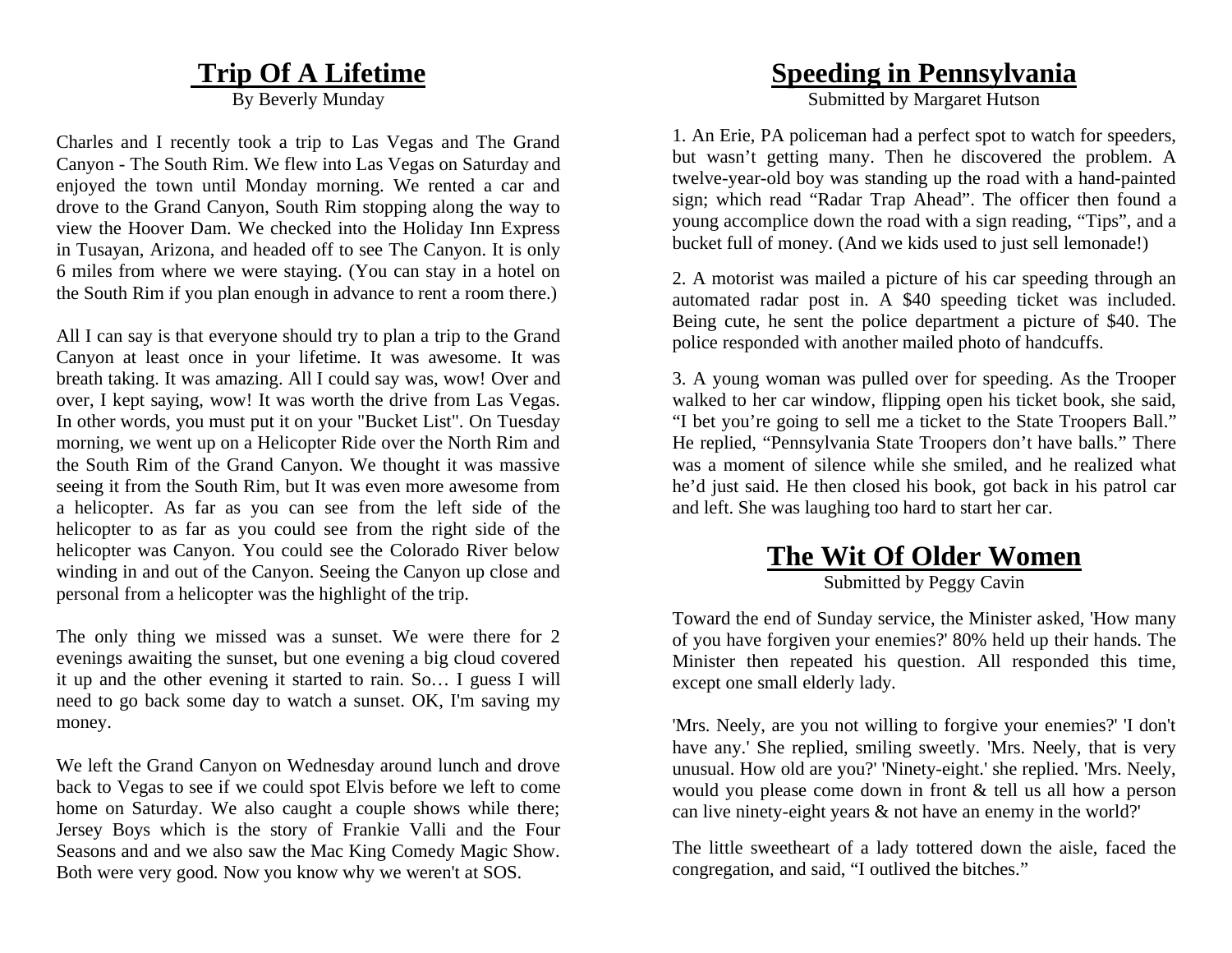# Trip Of A Lifetime

By Beverly Munday

Charles and I recently took a trip to Las Vegas and The Grand Canyon - The South Rim. We flew into Las Vegas on Saturday and enjoyed the town until Monday morning. We rented a car and drove to the Grand Canyon, South Rim stopping along the way to view the Hoover Dam. We checked into the Holiday Inn Express in Tusayan, Arizona, and headed off to see The Canyon. It is only 6 miles from where we were staying. (You can stay in a hotel on the South Rim if you plan enough in advance to rent a room there.)

All I can say is that everyone should try to plan a trip to the Grand Canyon at least once in your lifetime. It was awesome. It was breath taking. It was amazing. All I could say was, wow! Over and over, I kept saying, wow! It was worth the drive from Las Vegas. In other words, you must put it on your "Bucket List". On Tuesday morning, we went up on a Helicopter Ride over the North Rim and the South Rim of the Grand Canyon. We thought it was massive seeing it from the South Rim, but It was even more awesome from a helicopter. As far as you can see from the left side of the helicopter to as far as you could see from the right side of the helicopter was Canyon. You could see the Colorado River below winding in and out of the Canyon. Seeing the Canyon up close and personal from a helicopter was the highlight of the trip.

The only thing we missed was a sunset. We were there for 2 evenings awaiting the sunset, but one evening a big cloud covered it up and the other evening it started to rain. So… I guess I will need to go back some day to watch a sunset. OK, I'm saving my money.

We left the Grand Canyon on Wednesday around lunch and drove back to Vegas to see if we could spot Elvis before we left to come home on Saturday. We also caught a couple shows while there; Jersey Boys which is the story of Frankie Valli and the Four Seasons and and we also saw the Mac King Comedy Magic Show. Both were very good. Now you know why we weren't at SOS.

# Speeding in Pennsylvania

Submitted by Margaret Hutson

1. An Erie, PA policeman had a perfect spot to watch for speeders, but wasn't getting many. Then he discovered the problem. A twelve-year-old boy was standing up the road with a hand-painted sign; which read "Radar Trap Ahead". The officer then found a young accomplice down the road with a sign reading, "Tips", and a bucket full of money. (And we kids used to just sell lemonade!)

2. A motorist was mailed a picture of his car speeding through an automated radar post in. A $40 speeding ticket was included. Being cute, he sent the police department a picture of $40. The police responded with another mailed photo of handcuffs.

3. A young woman was pulled over for speeding. As the Trooper walked to her car window, flipping open his ticket book, she said, "I bet you're going to sell me a ticket to the State Troopers Ball." He replied, "Pennsylvania State Troopers don't have balls." There was a moment of silence while she smiled, and he realized what he'd just said. He then closed his book, got back in his patrol car and left. She was laughing too hard to start her car.

# The Wit Of Older Women

Submitted by Peggy Cavin

Toward the end of Sunday service, the Minister asked, 'How many of you have forgiven your enemies?' 80% held up their hands. The Minister then repeated his question. All responded this time, except one small elderly lady.

'Mrs. Neely, are you not willing to forgive your enemies?' 'I don't have any.' She replied, smiling sweetly. 'Mrs. Neely, that is very unusual. How old are you?' 'Ninety-eight.' she replied. 'Mrs. Neely, would you please come down in front & tell us all how a person can live ninety-eight years & not have an enemy in the world?'

The little sweetheart of a lady tottered down the aisle, faced the congregation, and said, "I outlived the bitches."